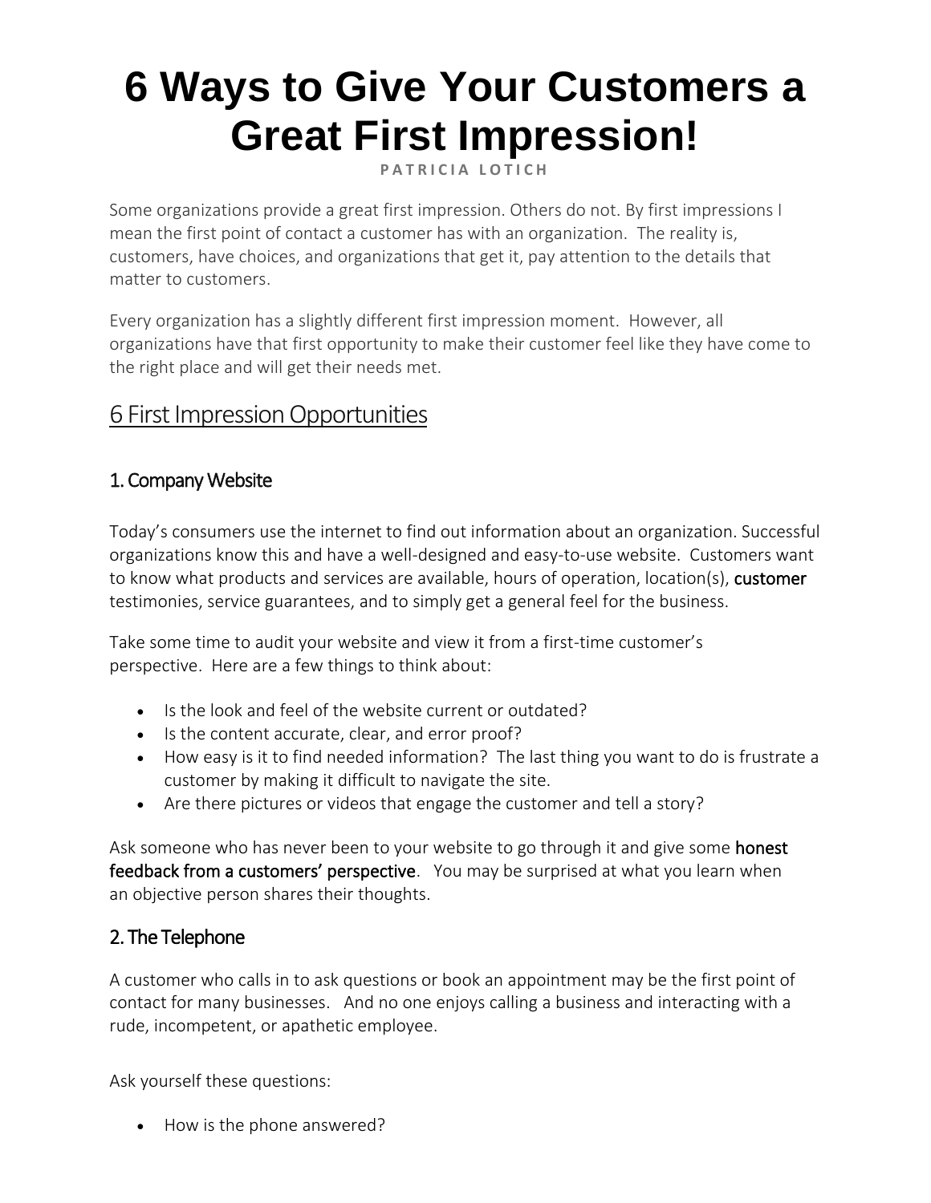# 6 Ways to Give Your Customers a Great First Impression!

PATRICIA LOTICH

Some organizations provide a great first impression. Others do not. By first impressions I mean the first point of contact a customer has with an organization. The reality is, customers, have choices, and organizations that get it, pay attention to the details that matter to customers.

Every organization has a slightly different first impression moment. However, all organizations have that first opportunity to make their customer feel like they have come to the right place and will get their needs met.

## 6 First Impression Opportunities

### 1. Company Website

Today's consumers use the internet to find out information about an organization. Successful organizations know this and have a well-designed and easy-to-use website. Customers want to know what products and services are available, hours of operation, location(s), customer testimonies, service guarantees, and to simply get a general feel for the business.

Take some time to audit your website and view it from a first-time customer's perspective. Here are a few things to think about:

- Is the look and feel of the website current or outdated?
- Is the content accurate, clear, and error proof?
- How easy is it to find needed information? The last thing you want to do is frustrate a customer by making it difficult to navigate the site.
- Are there pictures or videos that engage the customer and tell a story?

Ask someone who has never been to your website to go through it and give some honest feedback from a customers' perspective. You may be surprised at what you learn when an objective person shares their thoughts.

### 2. The Telephone

A customer who calls in to ask questions or book an appointment may be the first point of contact for many businesses. And no one enjoys calling a business and interacting with a rude, incompetent, or apathetic employee.

Ask yourself these questions:

- How is the phone answered?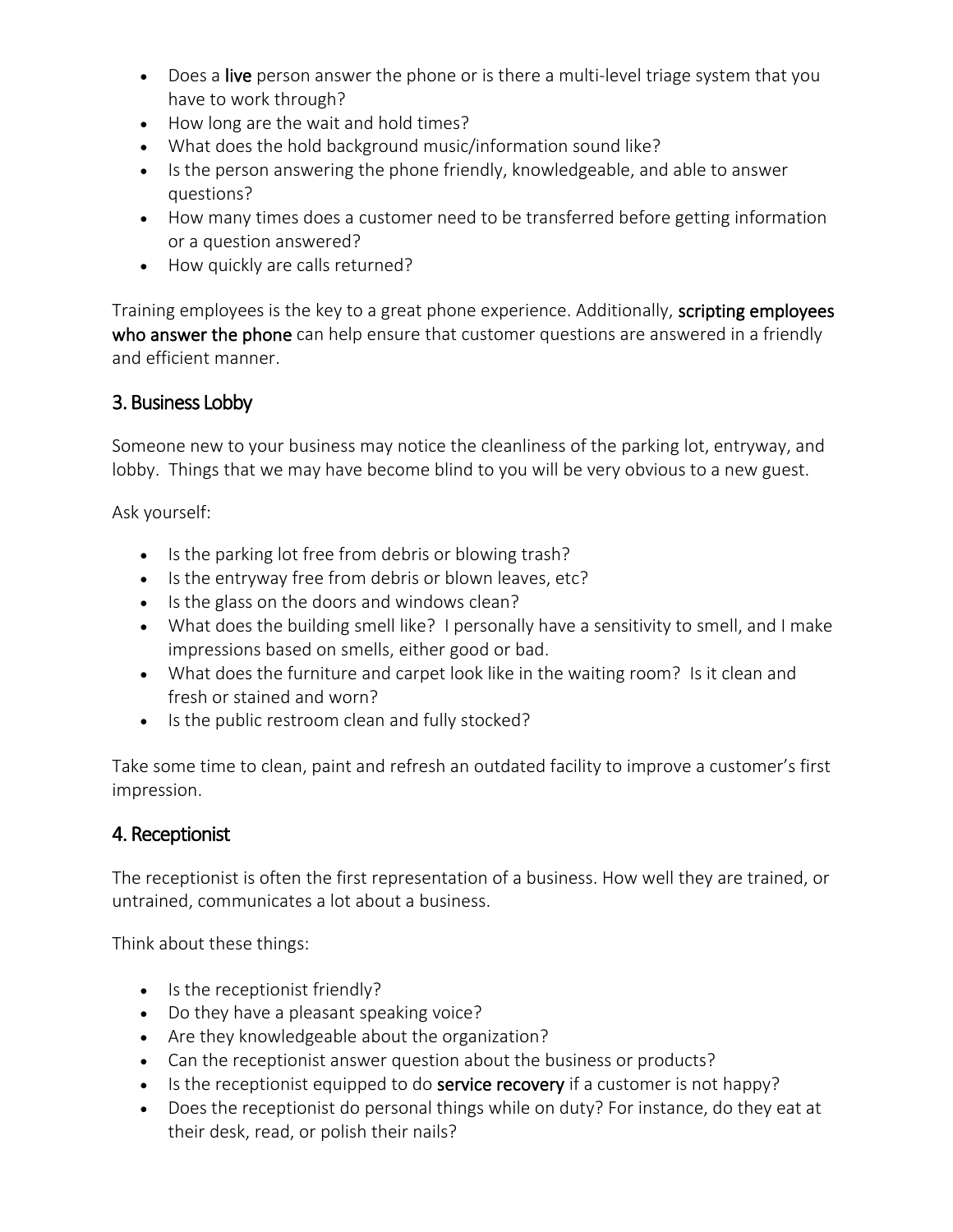- Does a **live** person answer the phone or is there a multi-level triage system that you have to work through?
- How long are the wait and hold times?
- What does the hold background music/information sound like?
- Is the person answering the phone friendly, knowledgeable, and able to answer questions?
- How many times does a customer need to be transferred before getting information or a question answered?
- How quickly are calls returned?

Training employees is the key to a great phone experience. Additionally, **scripting employees who answer the phone** can help ensure that customer questions are answered in a friendly and efficient manner.

## 3. Business Lobby

Someone new to your business may notice the cleanliness of the parking lot, entryway, and lobby. Things that we may have become blind to you will be very obvious to a new guest.

Ask yourself:

- Is the parking lot free from debris or blowing trash?
- Is the entryway free from debris or blown leaves, etc?
- Is the glass on the doors and windows clean?
- What does the building smell like? I personally have a sensitivity to smell, and I make impressions based on smells, either good or bad.
- What does the furniture and carpet look like in the waiting room? Is it clean and fresh or stained and worn?
- Is the public restroom clean and fully stocked?

Take some time to clean, paint and refresh an outdated facility to improve a customer's first impression.

## 4. Receptionist

The receptionist is often the first representation of a business. How well they are trained, or untrained, communicates a lot about a business.

Think about these things:

- Is the receptionist friendly?
- Do they have a pleasant speaking voice?
- Are they knowledgeable about the organization?
- Can the receptionist answer question about the business or products?
- Is the receptionist equipped to do **service recovery** if a customer is not happy?
- Does the receptionist do personal things while on duty? For instance, do they eat at their desk, read, or polish their nails?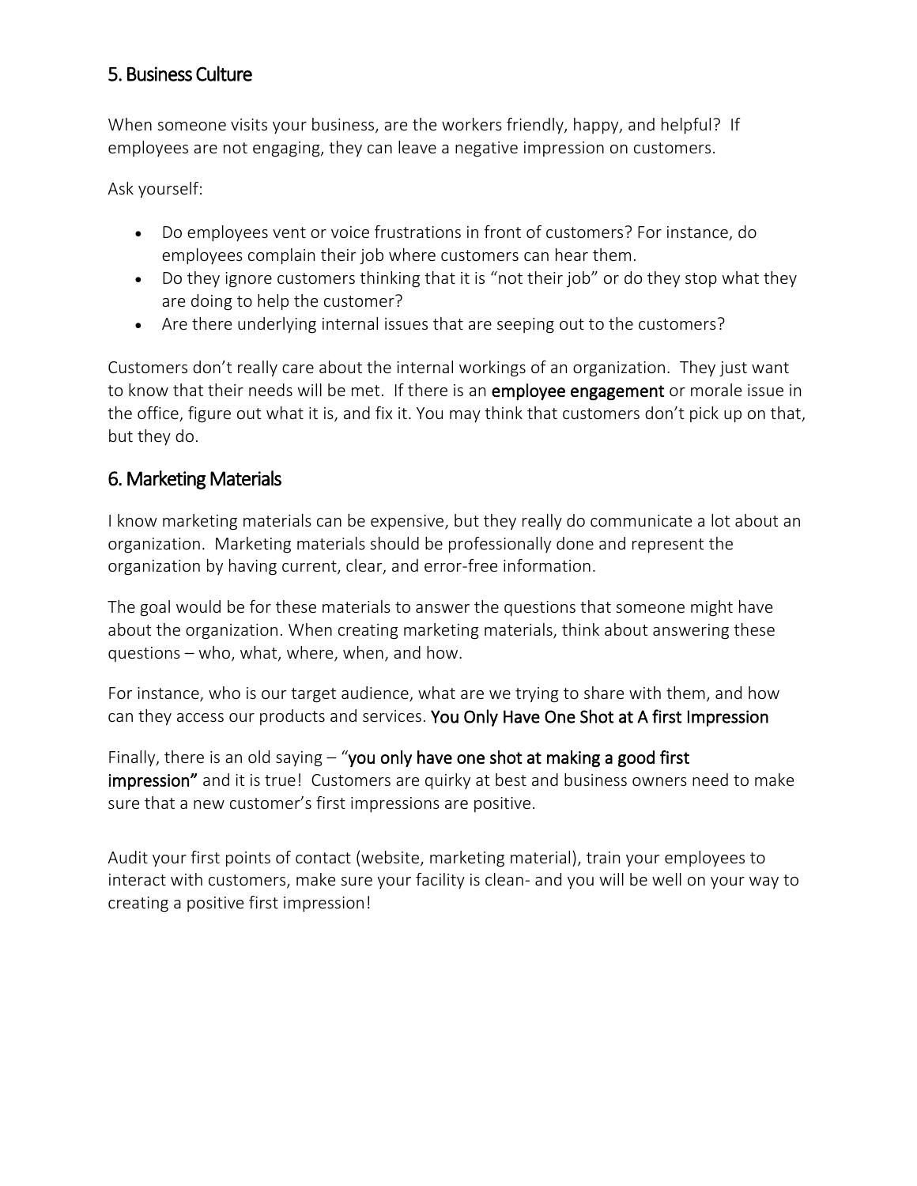## 5. Business Culture

When someone visits your business, are the workers friendly, happy, and helpful? If employees are not engaging, they can leave a negative impression on customers.

Ask yourself:

- Do employees vent or voice frustrations in front of customers? For instance, do employees complain their job where customers can hear them.
- Do they ignore customers thinking that it is "not their job" or do they stop what they are doing to help the customer?
- Are there underlying internal issues that are seeping out to the customers?

Customers don't really care about the internal workings of an organization. They just want to know that their needs will be met. If there is an **employee engagement** or morale issue in the office, figure out what it is, and fix it. You may think that customers don't pick up on that, but they do.

## 6. Marketing Materials

I know marketing materials can be expensive, but they really do communicate a lot about an organization. Marketing materials should be professionally done and represent the organization by having current, clear, and error-free information.

The goal would be for these materials to answer the questions that someone might have about the organization. When creating marketing materials, think about answering these questions – who, what, where, when, and how.

For instance, who is our target audience, what are we trying to share with them, and how can they access our products and services. You Only Have One Shot at A first Impression

Finally, there is an old saying – "**you only have one shot at making a good first impression"** and it is true! Customers are quirky at best and business owners need to make sure that a new customer's first impressions are positive.

Audit your first points of contact (website, marketing material), train your employees to interact with customers, make sure your facility is clean- and you will be well on your way to creating a positive first impression!